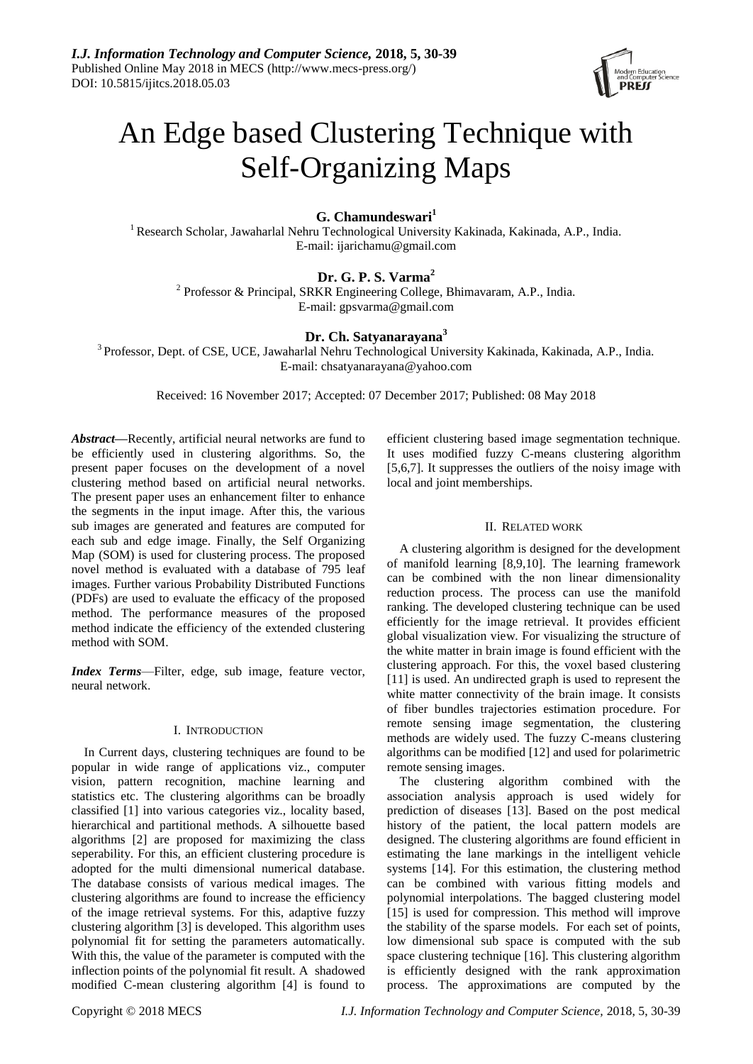# An Edge based Clustering Technique with Self-Organizing Maps

**G. Chamundeswari**[1]

[1] Research Scholar, Jawaharlal Nehru Technological University Kakinada, Kakinada, A.P., India.
E-mail: ijarichamu@gmail.com

**Dr. G. P. S. Varma**[2]

[2] Professor & Principal, SRKR Engineering College, Bhimavaram, A.P., India.
E-mail: gpsvarma@gmail.com

**Dr. Ch. Satyanarayana**[3]

[3] Professor, Dept. of CSE, UCE, Jawaharlal Nehru Technological University Kakinada, Kakinada, A.P., India.
E-mail: chsatyanarayana@yahoo.com

Received: 16 November 2017; Accepted: 07 December 2017; Published: 08 May 2018

***Abstract*—**Recently, artificial neural networks are fund to be efficiently used in clustering algorithms. So, the present paper focuses on the development of a novel clustering method based on artificial neural networks. The present paper uses an enhancement filter to enhance the segments in the input image. After this, the various sub images are generated and features are computed for each sub and edge image. Finally, the Self Organizing Map (SOM) is used for clustering process. The proposed novel method is evaluated with a database of 795 leaf images. Further various Probability Distributed Functions (PDFs) are used to evaluate the efficacy of the proposed method. The performance measures of the proposed method indicate the efficiency of the extended clustering method with SOM.

***Index Terms***—Filter, edge, sub image, feature vector, neural network.

## I. Introduction

In Current days, clustering techniques are found to be popular in wide range of applications viz., computer vision, pattern recognition, machine learning and statistics etc. The clustering algorithms can be broadly classified [1] into various categories viz., locality based, hierarchical and partitional methods. A silhouette based algorithms [2] are proposed for maximizing the class seperability. For this, an efficient clustering procedure is adopted for the multi dimensional numerical database. The database consists of various medical images. The clustering algorithms are found to increase the efficiency of the image retrieval systems. For this, adaptive fuzzy clustering algorithm [3] is developed. This algorithm uses polynomial fit for setting the parameters automatically. With this, the value of the parameter is computed with the inflection points of the polynomial fit result. A shadowed modified C-mean clustering algorithm [4] is found to efficient clustering based image segmentation technique. It uses modified fuzzy C-means clustering algorithm [5,6,7]. It suppresses the outliers of the noisy image with local and joint memberships.

## II. Related work

A clustering algorithm is designed for the development of manifold learning [8,9,10]. The learning framework can be combined with the non linear dimensionality reduction process. The process can use the manifold ranking. The developed clustering technique can be used efficiently for the image retrieval. It provides efficient global visualization view. For visualizing the structure of the white matter in brain image is found efficient with the clustering approach. For this, the voxel based clustering [11] is used. An undirected graph is used to represent the white matter connectivity of the brain image. It consists of fiber bundles trajectories estimation procedure. For remote sensing image segmentation, the clustering methods are widely used. The fuzzy C-means clustering algorithms can be modified [12] and used for polarimetric remote sensing images.

The clustering algorithm combined with the association analysis approach is used widely for prediction of diseases [13]. Based on the post medical history of the patient, the local pattern models are designed. The clustering algorithms are found efficient in estimating the lane markings in the intelligent vehicle systems [14]. For this estimation, the clustering method can be combined with various fitting models and polynomial interpolations. The bagged clustering model [15] is used for compression. This method will improve the stability of the sparse models. For each set of points, low dimensional sub space is computed with the sub space clustering technique [16]. This clustering algorithm is efficiently designed with the rank approximation process. The approximations are computed by the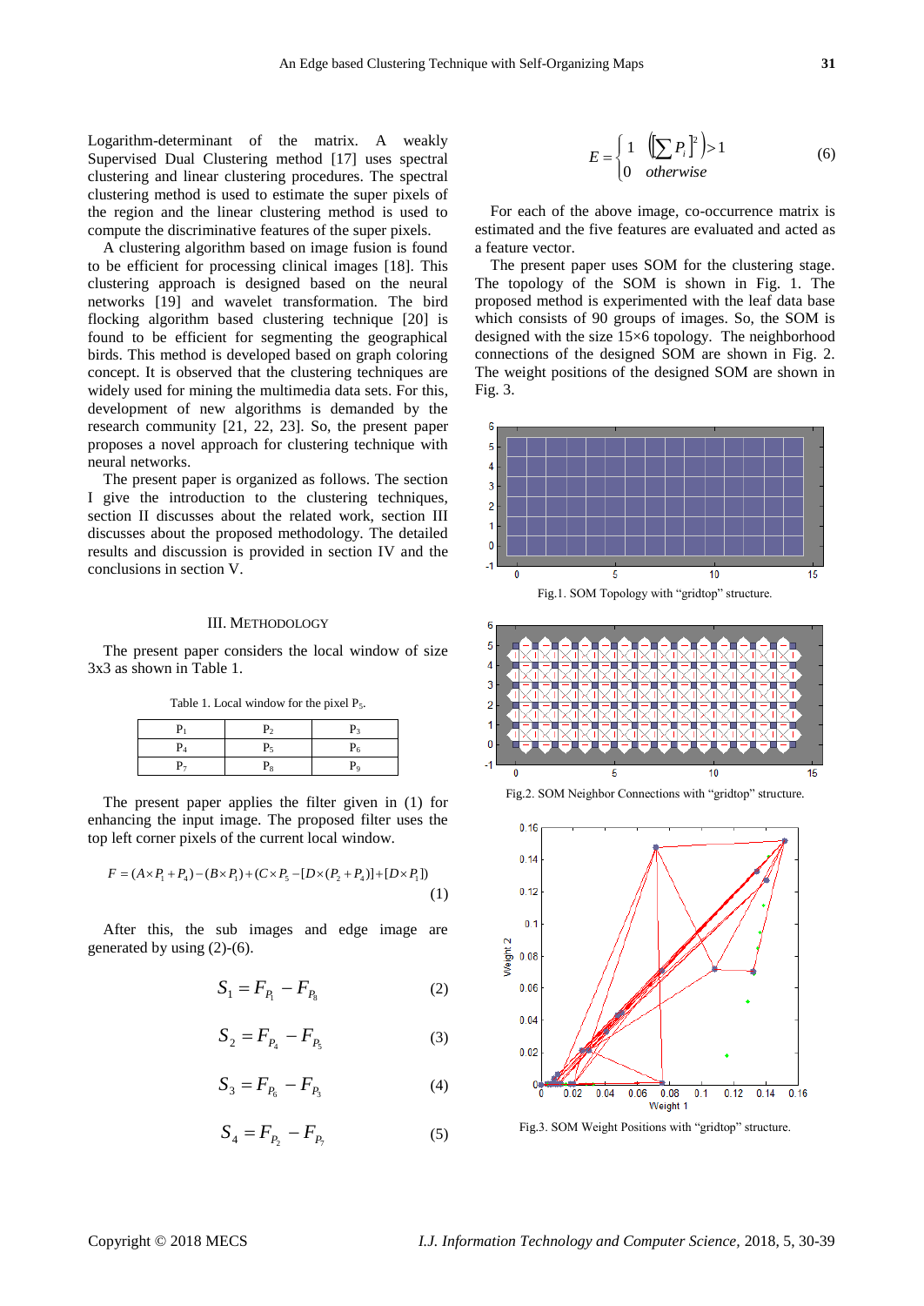Logarithm-determinant of the matrix. A weakly Supervised Dual Clustering method [17] uses spectral clustering and linear clustering procedures. The spectral clustering method is used to estimate the super pixels of the region and the linear clustering method is used to compute the discriminative features of the super pixels.

A clustering algorithm based on image fusion is found to be efficient for processing clinical images [18]. This clustering approach is designed based on the neural networks [19] and wavelet transformation. The bird flocking algorithm based clustering technique [20] is found to be efficient for segmenting the geographical birds. This method is developed based on graph coloring concept. It is observed that the clustering techniques are widely used for mining the multimedia data sets. For this, development of new algorithms is demanded by the research community [21, 22, 23]. So, the present paper proposes a novel approach for clustering technique with neural networks.

The present paper is organized as follows. The section I give the introduction to the clustering techniques, section II discusses about the related work, section III discusses about the proposed methodology. The detailed results and discussion is provided in section IV and the conclusions in section V.

## III. Methodology

The present paper considers the local window of size 3x3 as shown in Table 1.

Table 1. Local window for the pixel $P_5$.

| $P_1$ | $P_2$ | $P_3$ |
|---|---|---|
| $P_4$ | $P_5$ | $P_6$ |
| $P_7$ | $P_8$ | $P_9$ |

The present paper applies the filter given in (1) for enhancing the input image. The proposed filter uses the top left corner pixels of the current local window.

$$F = (A \times P_1 + P_4) - (B \times P_1) + (C \times P_5 - [D \times (P_2 + P_4)] + [D \times P_1]) \tag{1}$$

After this, the sub images and edge image are generated by using (2)-(6).

$$S_1 = F_{P_1} - F_{P_8} \tag{2}$$

$$S_2 = F_{P_4} - F_{P_5} \tag{3}$$

$$S_3 = F_{P_6} - F_{P_3} \tag{4}$$

$$S_4 = F_{P_2} - F_{P_7} \tag{5}$$

$$E = \begin{cases} 1 & \left(\left[\sum P_i\right]^2\right) > 1 \\ 0 & otherwise \end{cases} \tag{6}$$

For each of the above image, co-occurrence matrix is estimated and the five features are evaluated and acted as a feature vector.

The present paper uses SOM for the clustering stage. The topology of the SOM is shown in Fig. 1. The proposed method is experimented with the leaf data base which consists of 90 groups of images. So, the SOM is designed with the size 15×6 topology. The neighborhood connections of the designed SOM are shown in Fig. 2. The weight positions of the designed SOM are shown in Fig. 3.

Fig.1. SOM Topology with "gridtop" structure.

Fig.2. SOM Neighbor Connections with "gridtop" structure.

Fig.3. SOM Weight Positions with "gridtop" structure.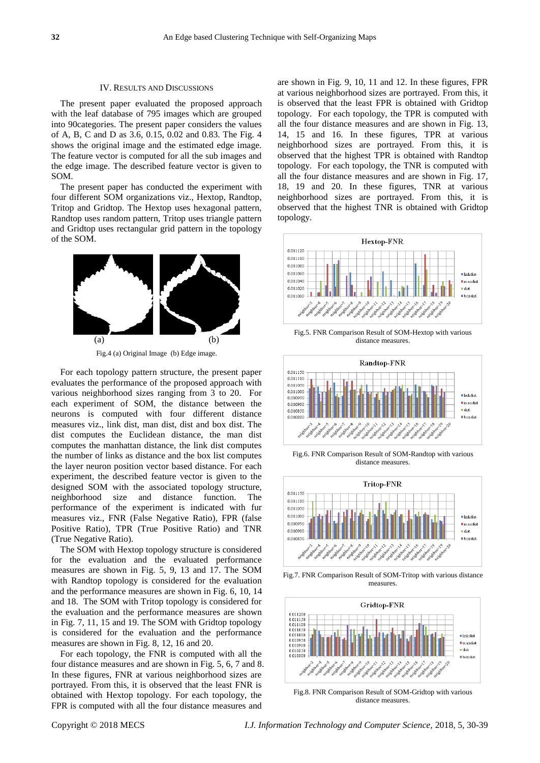## IV. Results and Discussions

The present paper evaluated the proposed approach with the leaf database of 795 images which are grouped into 90categories. The present paper considers the values of A, B, C and D as 3.6, 0.15, 0.02 and 0.83. The Fig. 4 shows the original image and the estimated edge image. The feature vector is computed for all the sub images and the edge image. The described feature vector is given to SOM.

The present paper has conducted the experiment with four different SOM organizations viz., Hextop, Randtop, Tritop and Gridtop. The Hextop uses hexagonal pattern, Randtop uses random pattern, Tritop uses triangle pattern and Gridtop uses rectangular grid pattern in the topology of the SOM.

Fig.4 (a) Original Image (b) Edge image.

For each topology pattern structure, the present paper evaluates the performance of the proposed approach with various neighborhood sizes ranging from 3 to 20. For each experiment of SOM, the distance between the neurons is computed with four different distance measures viz., link dist, man dist, dist and box dist. The dist computes the Euclidean distance, the man dist computes the manhattan distance, the link dist computes the number of links as distance and the box list computes the layer neuron position vector based distance. For each experiment, the described feature vector is given to the designed SOM with the associated topology structure, neighborhood size and distance function. The performance of the experiment is indicated with fur measures viz., FNR (False Negative Ratio), FPR (false Positive Ratio), TPR (True Positive Ratio) and TNR (True Negative Ratio).

The SOM with Hextop topology structure is considered for the evaluation and the evaluated performance measures are shown in Fig. 5, 9, 13 and 17. The SOM with Randtop topology is considered for the evaluation and the performance measures are shown in Fig. 6, 10, 14 and 18. The SOM with Tritop topology is considered for the evaluation and the performance measures are shown in Fig. 7, 11, 15 and 19. The SOM with Gridtop topology is considered for the evaluation and the performance measures are shown in Fig. 8, 12, 16 and 20.

For each topology, the FNR is computed with all the four distance measures and are shown in Fig. 5, 6, 7 and 8. In these figures, FNR at various neighborhood sizes are portrayed. From this, it is observed that the least FNR is obtained with Hextop topology. For each topology, the FPR is computed with all the four distance measures and are shown in Fig. 9, 10, 11 and 12. In these figures, FPR at various neighborhood sizes are portrayed. From this, it is observed that the least FPR is obtained with Gridtop topology. For each topology, the TPR is computed with all the four distance measures and are shown in Fig. 13, 14, 15 and 16. In these figures, TPR at various neighborhood sizes are portrayed. From this, it is observed that the highest TPR is obtained with Randtop topology. For each topology, the TNR is computed with all the four distance measures and are shown in Fig. 17, 18, 19 and 20. In these figures, TNR at various neighborhood sizes are portrayed. From this, it is observed that the highest TNR is obtained with Gridtop topology.

Fig.5. FNR Comparison Result of SOM-Hextop with various distance measures.

Fig.6. FNR Comparison Result of SOM-Randtop with various distance measures.

Fig.7. FNR Comparison Result of SOM-Tritop with various distance measures.

Fig.8. FNR Comparison Result of SOM-Gridtop with various distance measures.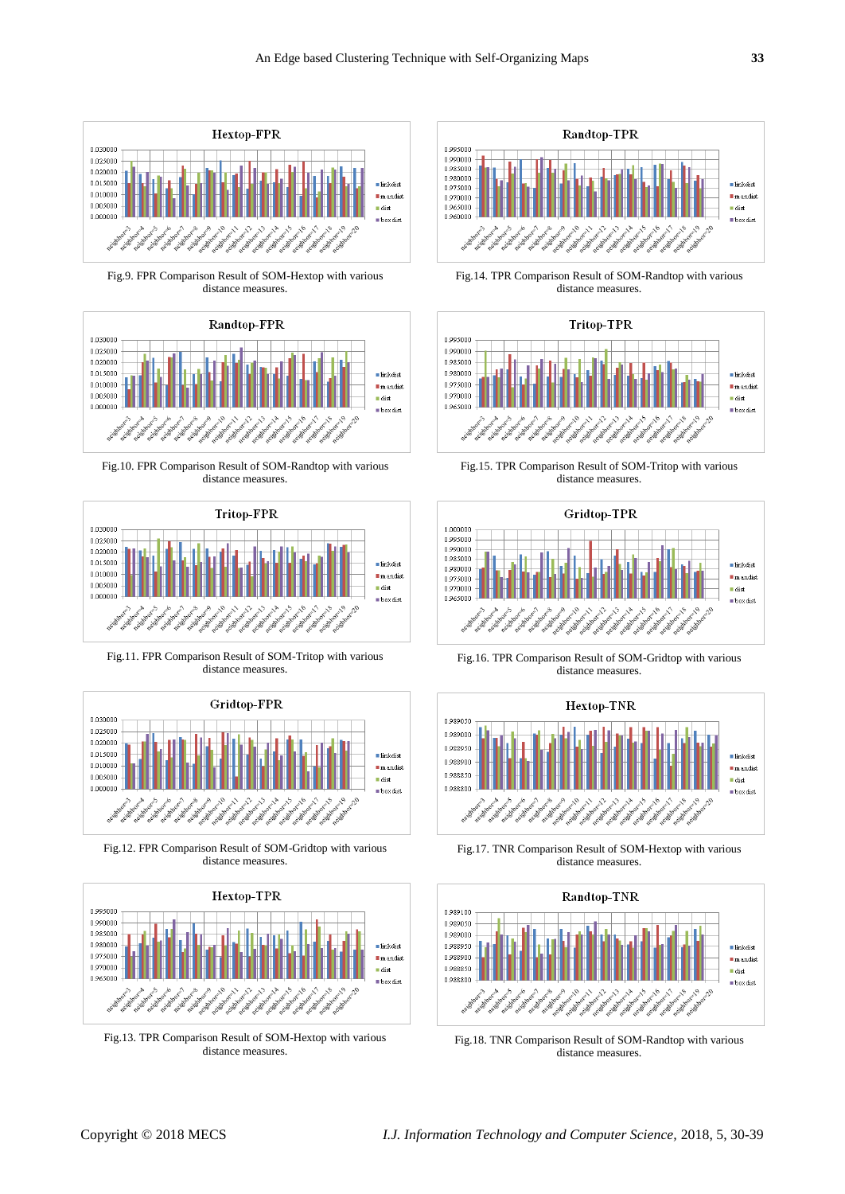Fig.9. FPR Comparison Result of SOM-Hextop with various distance measures.

Fig.10. FPR Comparison Result of SOM-Randtop with various distance measures.

Fig.11. FPR Comparison Result of SOM-Tritop with various distance measures.

Fig.12. FPR Comparison Result of SOM-Gridtop with various distance measures.

Fig.13. TPR Comparison Result of SOM-Hextop with various distance measures.

Fig.14. TPR Comparison Result of SOM-Randtop with various distance measures.

Fig.15. TPR Comparison Result of SOM-Tritop with various distance measures.

Fig.16. TPR Comparison Result of SOM-Gridtop with various distance measures.

Fig.17. TNR Comparison Result of SOM-Hextop with various distance measures.

Fig.18. TNR Comparison Result of SOM-Randtop with various distance measures.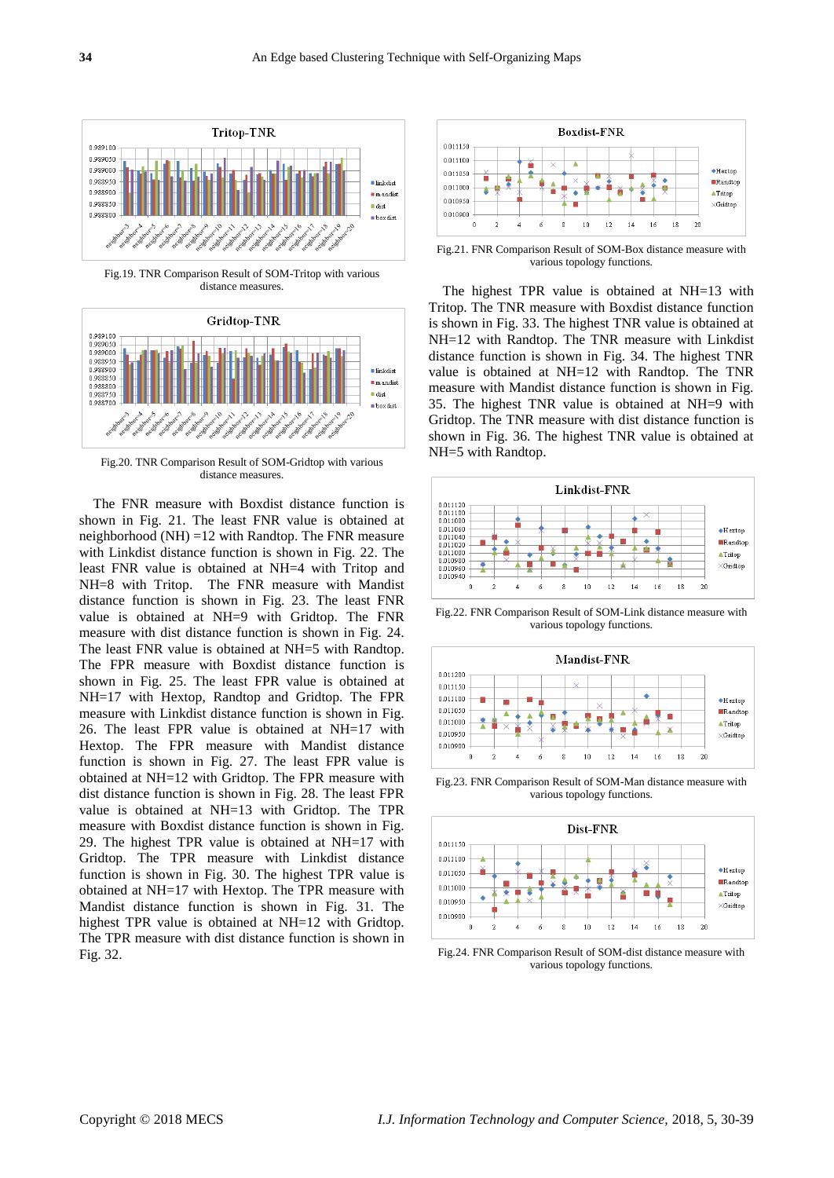Fig.19. TNR Comparison Result of SOM-Tritop with various distance measures.

Fig.20. TNR Comparison Result of SOM-Gridtop with various distance measures.

The FNR measure with Boxdist distance function is shown in Fig. 21. The least FNR value is obtained at neighborhood (NH) =12 with Randtop. The FNR measure with Linkdist distance function is shown in Fig. 22. The least FNR value is obtained at NH=4 with Tritop and NH=8 with Tritop. The FNR measure with Mandist distance function is shown in Fig. 23. The least FNR value is obtained at NH=9 with Gridtop. The FNR measure with dist distance function is shown in Fig. 24. The least FNR value is obtained at NH=5 with Randtop. The FPR measure with Boxdist distance function is shown in Fig. 25. The least FPR value is obtained at NH=17 with Hextop, Randtop and Gridtop. The FPR measure with Linkdist distance function is shown in Fig. 26. The least FPR value is obtained at NH=17 with Hextop. The FPR measure with Mandist distance function is shown in Fig. 27. The least FPR value is obtained at NH=12 with Gridtop. The FPR measure with dist distance function is shown in Fig. 28. The least FPR value is obtained at NH=13 with Gridtop. The TPR measure with Boxdist distance function is shown in Fig. 29. The highest TPR value is obtained at NH=17 with Gridtop. The TPR measure with Linkdist distance function is shown in Fig. 30. The highest TPR value is obtained at NH=17 with Hextop. The TPR measure with Mandist distance function is shown in Fig. 31. The highest TPR value is obtained at NH=12 with Gridtop. The TPR measure with dist distance function is shown in Fig. 32.

Fig.21. FNR Comparison Result of SOM-Box distance measure with various topology functions.

The highest TPR value is obtained at NH=13 with Tritop. The TNR measure with Boxdist distance function is shown in Fig. 33. The highest TNR value is obtained at NH=12 with Randtop. The TNR measure with Linkdist distance function is shown in Fig. 34. The highest TNR value is obtained at NH=12 with Randtop. The TNR measure with Mandist distance function is shown in Fig. 35. The highest TNR value is obtained at NH=9 with Gridtop. The TNR measure with dist distance function is shown in Fig. 36. The highest TNR value is obtained at NH=5 with Randtop.

Fig.22. FNR Comparison Result of SOM-Link distance measure with various topology functions.

Fig.23. FNR Comparison Result of SOM-Man distance measure with various topology functions.

Fig.24. FNR Comparison Result of SOM-dist distance measure with various topology functions.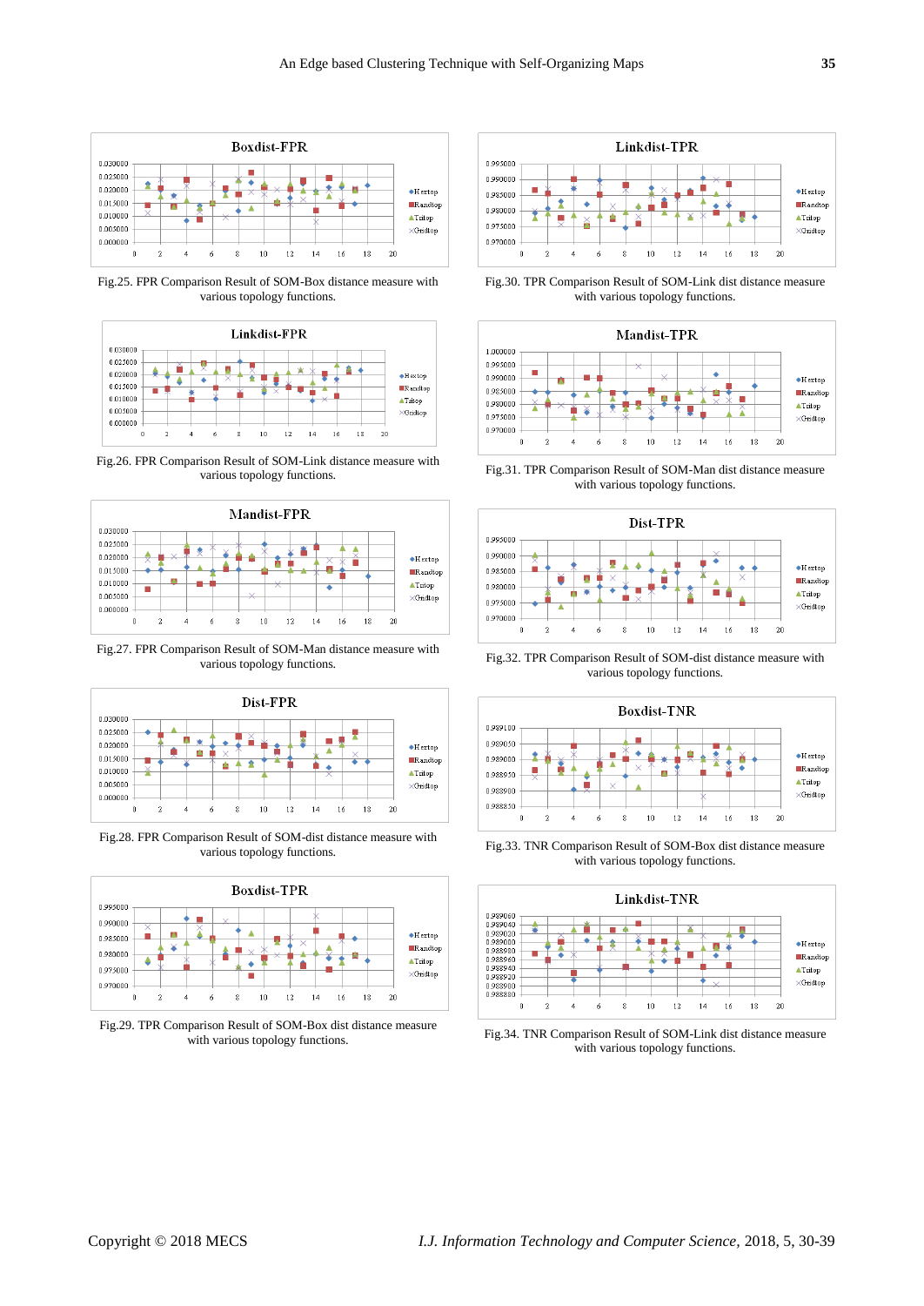Fig.25. FPR Comparison Result of SOM-Box distance measure with various topology functions.

Fig.26. FPR Comparison Result of SOM-Link distance measure with various topology functions.

Fig.27. FPR Comparison Result of SOM-Man distance measure with various topology functions.

Fig.28. FPR Comparison Result of SOM-dist distance measure with various topology functions.

Fig.29. TPR Comparison Result of SOM-Box dist distance measure with various topology functions.

Fig.30. TPR Comparison Result of SOM-Link dist distance measure with various topology functions.

Fig.31. TPR Comparison Result of SOM-Man dist distance measure with various topology functions.

Fig.32. TPR Comparison Result of SOM-dist distance measure with various topology functions.

Fig.33. TNR Comparison Result of SOM-Box dist distance measure with various topology functions.

Fig.34. TNR Comparison Result of SOM-Link dist distance measure with various topology functions.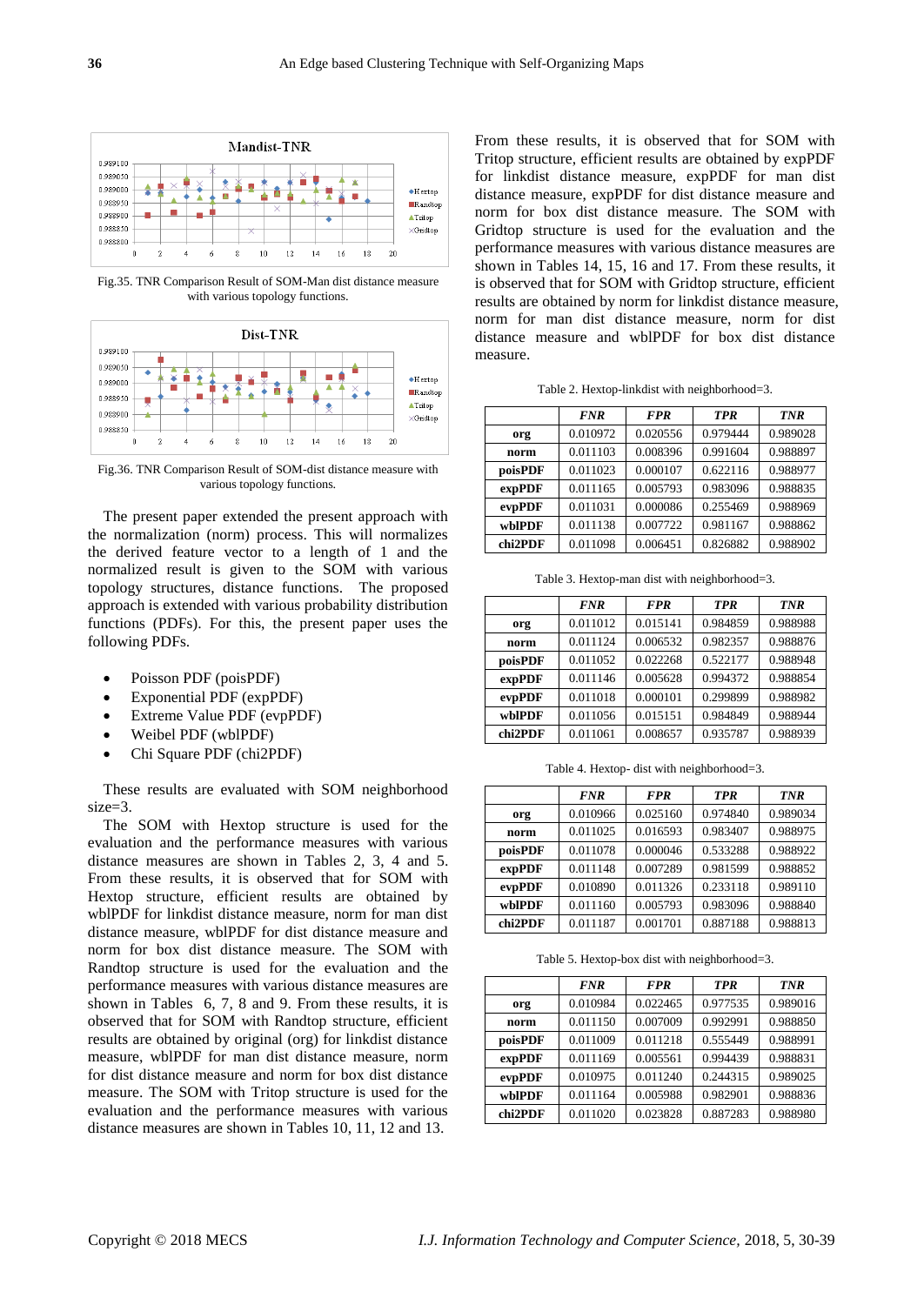Fig.35. TNR Comparison Result of SOM-Man dist distance measure with various topology functions.

Fig.36. TNR Comparison Result of SOM-dist distance measure with various topology functions.

The present paper extended the present approach with the normalization (norm) process. This will normalizes the derived feature vector to a length of 1 and the normalized result is given to the SOM with various topology structures, distance functions. The proposed approach is extended with various probability distribution functions (PDFs). For this, the present paper uses the following PDFs.

- Poisson PDF (poisPDF)
- Exponential PDF (expPDF)
- Extreme Value PDF (evpPDF)
- Weibel PDF (wblPDF)
- Chi Square PDF (chi2PDF)

These results are evaluated with SOM neighborhood size=3.

The SOM with Hextop structure is used for the evaluation and the performance measures with various distance measures are shown in Tables 2, 3, 4 and 5. From these results, it is observed that for SOM with Hextop structure, efficient results are obtained by wblPDF for linkdist distance measure, norm for man dist distance measure, wblPDF for dist distance measure and norm for box dist distance measure. The SOM with Randtop structure is used for the evaluation and the performance measures with various distance measures are shown in Tables 6, 7, 8 and 9. From these results, it is observed that for SOM with Randtop structure, efficient results are obtained by original (org) for linkdist distance measure, wblPDF for man dist distance measure, norm for dist distance measure and norm for box dist distance measure. The SOM with Tritop structure is used for the evaluation and the performance measures with various distance measures are shown in Tables 10, 11, 12 and 13.

From these results, it is observed that for SOM with Tritop structure, efficient results are obtained by expPDF for linkdist distance measure, expPDF for man dist distance measure, expPDF for dist distance measure and norm for box dist distance measure. The SOM with Gridtop structure is used for the evaluation and the performance measures with various distance measures are shown in Tables 14, 15, 16 and 17. From these results, it is observed that for SOM with Gridtop structure, efficient results are obtained by norm for linkdist distance measure, norm for man dist distance measure, norm for dist distance measure and wblPDF for box dist distance measure.

Table 2. Hextop-linkdist with neighborhood=3.

| | *FNR* | *FPR* | *TPR* | *TNR* |
|---|---|---|---|---|
| **org** | 0.010972 | 0.020556 | 0.979444 | 0.989028 |
| **norm** | 0.011103 | 0.008396 | 0.991604 | 0.988897 |
| **poisPDF** | 0.011023 | 0.000107 | 0.622116 | 0.988977 |
| **expPDF** | 0.011165 | 0.005793 | 0.983096 | 0.988835 |
| **evpPDF** | 0.011031 | 0.000086 | 0.255469 | 0.988969 |
| **wblPDF** | 0.011138 | 0.007722 | 0.981167 | 0.988862 |
| **chi2PDF** | 0.011098 | 0.006451 | 0.826882 | 0.988902 |

Table 3. Hextop-man dist with neighborhood=3.

| | *FNR* | *FPR* | *TPR* | *TNR* |
|---|---|---|---|---|
| **org** | 0.011012 | 0.015141 | 0.984859 | 0.988988 |
| **norm** | 0.011124 | 0.006532 | 0.982357 | 0.988876 |
| **poisPDF** | 0.011052 | 0.022268 | 0.522177 | 0.988948 |
| **expPDF** | 0.011146 | 0.005628 | 0.994372 | 0.988854 |
| **evpPDF** | 0.011018 | 0.000101 | 0.299899 | 0.988982 |
| **wblPDF** | 0.011056 | 0.015151 | 0.984849 | 0.988944 |
| **chi2PDF** | 0.011061 | 0.008657 | 0.935787 | 0.988939 |

Table 4. Hextop- dist with neighborhood=3.

| | *FNR* | *FPR* | *TPR* | *TNR* |
|---|---|---|---|---|
| **org** | 0.010966 | 0.025160 | 0.974840 | 0.989034 |
| **norm** | 0.011025 | 0.016593 | 0.983407 | 0.988975 |
| **poisPDF** | 0.011078 | 0.000046 | 0.533288 | 0.988922 |
| **expPDF** | 0.011148 | 0.007289 | 0.981599 | 0.988852 |
| **evpPDF** | 0.010890 | 0.011326 | 0.233118 | 0.989110 |
| **wblPDF** | 0.011160 | 0.005793 | 0.983096 | 0.988840 |
| **chi2PDF** | 0.011187 | 0.001701 | 0.887188 | 0.988813 |

Table 5. Hextop-box dist with neighborhood=3.

| | *FNR* | *FPR* | *TPR* | *TNR* |
|---|---|---|---|---|
| **org** | 0.010984 | 0.022465 | 0.977535 | 0.989016 |
| **norm** | 0.011150 | 0.007009 | 0.992991 | 0.988850 |
| **poisPDF** | 0.011009 | 0.011218 | 0.555449 | 0.988991 |
| **expPDF** | 0.011169 | 0.005561 | 0.994439 | 0.988831 |
| **evpPDF** | 0.010975 | 0.011240 | 0.244315 | 0.989025 |
| **wblPDF** | 0.011164 | 0.005988 | 0.982901 | 0.988836 |
| **chi2PDF** | 0.011020 | 0.023828 | 0.887283 | 0.988980 |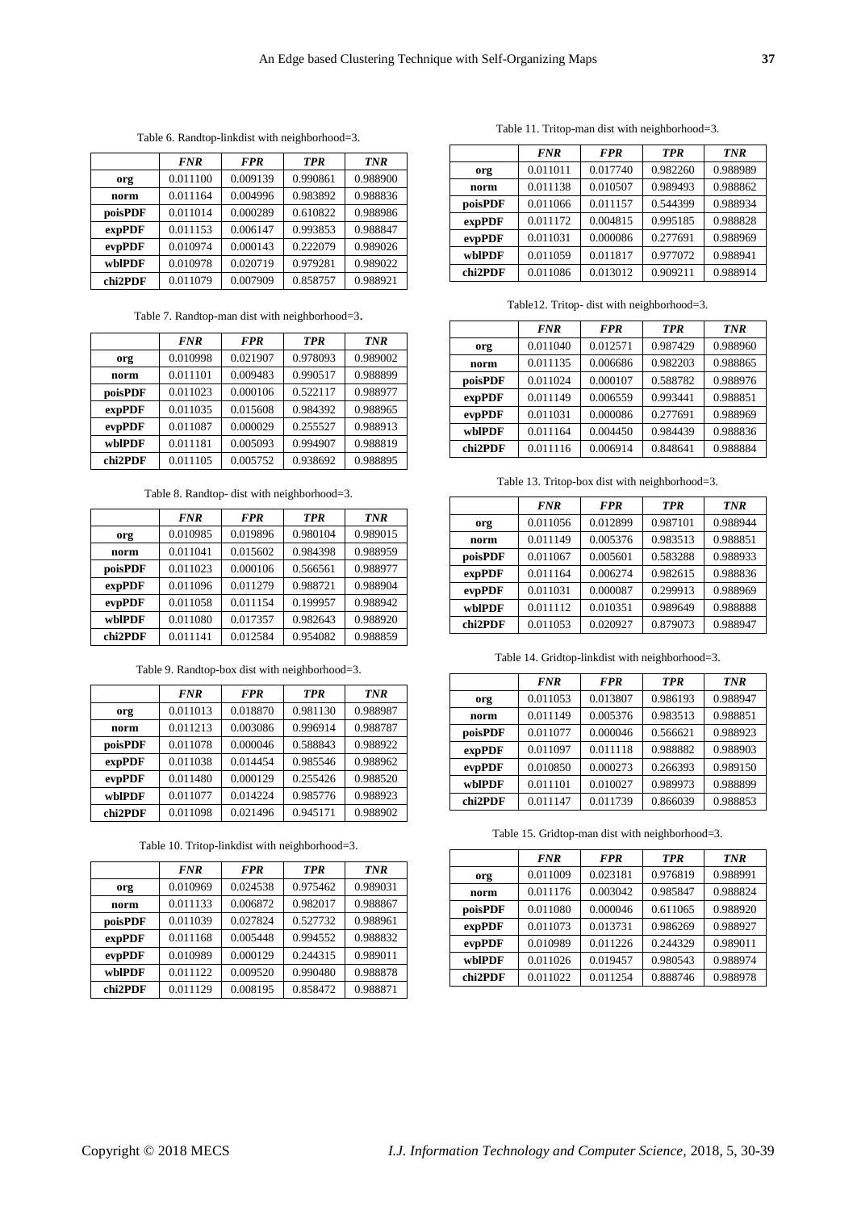Table 6. Randtop-linkdist with neighborhood=3.

| | *FNR* | *FPR* | *TPR* | *TNR* |
|---|---|---|---|---|
| **org** | 0.011100 | 0.009139 | 0.990861 | 0.988900 |
| **norm** | 0.011164 | 0.004996 | 0.983892 | 0.988836 |
| **poisPDF** | 0.011014 | 0.000289 | 0.610822 | 0.988986 |
| **expPDF** | 0.011153 | 0.006147 | 0.993853 | 0.988847 |
| **evpPDF** | 0.010974 | 0.000143 | 0.222079 | 0.989026 |
| **wblPDF** | 0.010978 | 0.020719 | 0.979281 | 0.989022 |
| **chi2PDF** | 0.011079 | 0.007909 | 0.858757 | 0.988921 |

Table 7. Randtop-man dist with neighborhood=3.

| | *FNR* | *FPR* | *TPR* | *TNR* |
|---|---|---|---|---|
| **org** | 0.010998 | 0.021907 | 0.978093 | 0.989002 |
| **norm** | 0.011101 | 0.009483 | 0.990517 | 0.988899 |
| **poisPDF** | 0.011023 | 0.000106 | 0.522117 | 0.988977 |
| **expPDF** | 0.011035 | 0.015608 | 0.984392 | 0.988965 |
| **evpPDF** | 0.011087 | 0.000029 | 0.255527 | 0.988913 |
| **wblPDF** | 0.011181 | 0.005093 | 0.994907 | 0.988819 |
| **chi2PDF** | 0.011105 | 0.005752 | 0.938692 | 0.988895 |

Table 8. Randtop- dist with neighborhood=3.

| | *FNR* | *FPR* | *TPR* | *TNR* |
|---|---|---|---|---|
| **org** | 0.010985 | 0.019896 | 0.980104 | 0.989015 |
| **norm** | 0.011041 | 0.015602 | 0.984398 | 0.988959 |
| **poisPDF** | 0.011023 | 0.000106 | 0.566561 | 0.988977 |
| **expPDF** | 0.011096 | 0.011279 | 0.988721 | 0.988904 |
| **evpPDF** | 0.011058 | 0.011154 | 0.199957 | 0.988942 |
| **wblPDF** | 0.011080 | 0.017357 | 0.982643 | 0.988920 |
| **chi2PDF** | 0.011141 | 0.012584 | 0.954082 | 0.988859 |

Table 9. Randtop-box dist with neighborhood=3.

| | *FNR* | *FPR* | *TPR* | *TNR* |
|---|---|---|---|---|
| **org** | 0.011013 | 0.018870 | 0.981130 | 0.988987 |
| **norm** | 0.011213 | 0.003086 | 0.996914 | 0.988787 |
| **poisPDF** | 0.011078 | 0.000046 | 0.588843 | 0.988922 |
| **expPDF** | 0.011038 | 0.014454 | 0.985546 | 0.988962 |
| **evpPDF** | 0.011480 | 0.000129 | 0.255426 | 0.988520 |
| **wblPDF** | 0.011077 | 0.014224 | 0.985776 | 0.988923 |
| **chi2PDF** | 0.011098 | 0.021496 | 0.945171 | 0.988902 |

Table 10. Tritop-linkdist with neighborhood=3.

| | *FNR* | *FPR* | *TPR* | *TNR* |
|---|---|---|---|---|
| **org** | 0.010969 | 0.024538 | 0.975462 | 0.989031 |
| **norm** | 0.011133 | 0.006872 | 0.982017 | 0.988867 |
| **poisPDF** | 0.011039 | 0.027824 | 0.527732 | 0.988961 |
| **expPDF** | 0.011168 | 0.005448 | 0.994552 | 0.988832 |
| **evpPDF** | 0.010989 | 0.000129 | 0.244315 | 0.989011 |
| **wblPDF** | 0.011122 | 0.009520 | 0.990480 | 0.988878 |
| **chi2PDF** | 0.011129 | 0.008195 | 0.858472 | 0.988871 |

Table 11. Tritop-man dist with neighborhood=3.

| | *FNR* | *FPR* | *TPR* | *TNR* |
|---|---|---|---|---|
| **org** | 0.011011 | 0.017740 | 0.982260 | 0.988989 |
| **norm** | 0.011138 | 0.010507 | 0.989493 | 0.988862 |
| **poisPDF** | 0.011066 | 0.011157 | 0.544399 | 0.988934 |
| **expPDF** | 0.011172 | 0.004815 | 0.995185 | 0.988828 |
| **evpPDF** | 0.011031 | 0.000086 | 0.277691 | 0.988969 |
| **wblPDF** | 0.011059 | 0.011817 | 0.977072 | 0.988941 |
| **chi2PDF** | 0.011086 | 0.013012 | 0.909211 | 0.988914 |

Table12. Tritop- dist with neighborhood=3.

| | *FNR* | *FPR* | *TPR* | *TNR* |
|---|---|---|---|---|
| **org** | 0.011040 | 0.012571 | 0.987429 | 0.988960 |
| **norm** | 0.011135 | 0.006686 | 0.982203 | 0.988865 |
| **poisPDF** | 0.011024 | 0.000107 | 0.588782 | 0.988976 |
| **expPDF** | 0.011149 | 0.006559 | 0.993441 | 0.988851 |
| **evpPDF** | 0.011031 | 0.000086 | 0.277691 | 0.988969 |
| **wblPDF** | 0.011164 | 0.004450 | 0.984439 | 0.988836 |
| **chi2PDF** | 0.011116 | 0.006914 | 0.848641 | 0.988884 |

Table 13. Tritop-box dist with neighborhood=3.

| | *FNR* | *FPR* | *TPR* | *TNR* |
|---|---|---|---|---|
| **org** | 0.011056 | 0.012899 | 0.987101 | 0.988944 |
| **norm** | 0.011149 | 0.005376 | 0.983513 | 0.988851 |
| **poisPDF** | 0.011067 | 0.005601 | 0.583288 | 0.988933 |
| **expPDF** | 0.011164 | 0.006274 | 0.982615 | 0.988836 |
| **evpPDF** | 0.011031 | 0.000087 | 0.299913 | 0.988969 |
| **wblPDF** | 0.011112 | 0.010351 | 0.989649 | 0.988888 |
| **chi2PDF** | 0.011053 | 0.020927 | 0.879073 | 0.988947 |

Table 14. Gridtop-linkdist with neighborhood=3.

| | *FNR* | *FPR* | *TPR* | *TNR* |
|---|---|---|---|---|
| **org** | 0.011053 | 0.013807 | 0.986193 | 0.988947 |
| **norm** | 0.011149 | 0.005376 | 0.983513 | 0.988851 |
| **poisPDF** | 0.011077 | 0.000046 | 0.566621 | 0.988923 |
| **expPDF** | 0.011097 | 0.011118 | 0.988882 | 0.988903 |
| **evpPDF** | 0.010850 | 0.000273 | 0.266393 | 0.989150 |
| **wblPDF** | 0.011101 | 0.010027 | 0.989973 | 0.988899 |
| **chi2PDF** | 0.011147 | 0.011739 | 0.866039 | 0.988853 |

Table 15. Gridtop-man dist with neighborhood=3.

| | *FNR* | *FPR* | *TPR* | *TNR* |
|---|---|---|---|---|
| **org** | 0.011009 | 0.023181 | 0.976819 | 0.988991 |
| **norm** | 0.011176 | 0.003042 | 0.985847 | 0.988824 |
| **poisPDF** | 0.011080 | 0.000046 | 0.611065 | 0.988920 |
| **expPDF** | 0.011073 | 0.013731 | 0.986269 | 0.988927 |
| **evpPDF** | 0.010989 | 0.011226 | 0.244329 | 0.989011 |
| **wblPDF** | 0.011026 | 0.019457 | 0.980543 | 0.988974 |
| **chi2PDF** | 0.011022 | 0.011254 | 0.888746 | 0.988978 |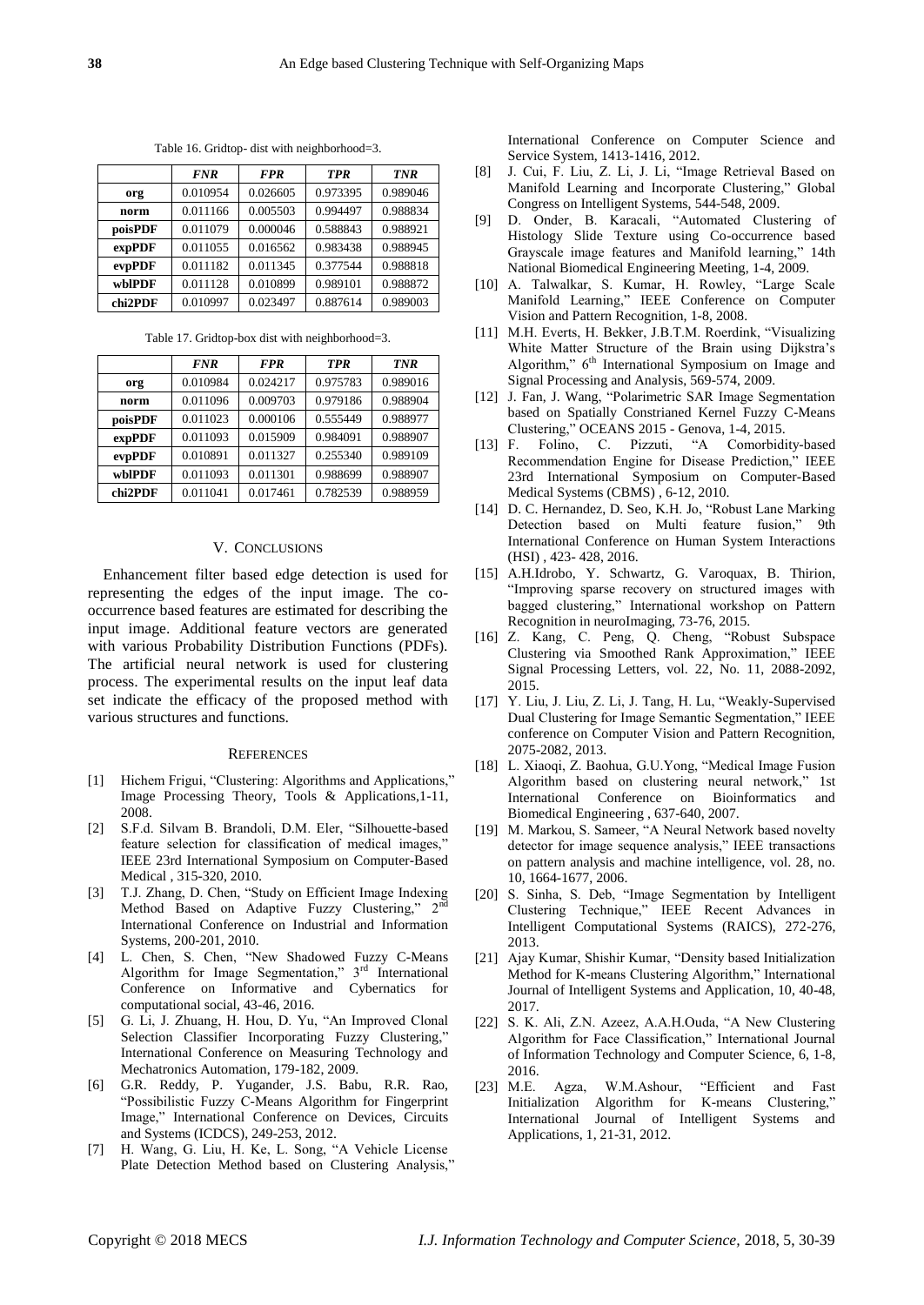Table 16. Gridtop- dist with neighborhood=3.

| | *FNR* | *FPR* | *TPR* | *TNR* |
|---|---|---|---|---|
| **org** | 0.010954 | 0.026605 | 0.973395 | 0.989046 |
| **norm** | 0.011166 | 0.005503 | 0.994497 | 0.988834 |
| **poisPDF** | 0.011079 | 0.000046 | 0.588843 | 0.988921 |
| **expPDF** | 0.011055 | 0.016562 | 0.983438 | 0.988945 |
| **evpPDF** | 0.011182 | 0.011345 | 0.377544 | 0.988818 |
| **wblPDF** | 0.011128 | 0.010899 | 0.989101 | 0.988872 |
| **chi2PDF** | 0.010997 | 0.023497 | 0.887614 | 0.989003 |

Table 17. Gridtop-box dist with neighborhood=3.

| | *FNR* | *FPR* | *TPR* | *TNR* |
|---|---|---|---|---|
| **org** | 0.010984 | 0.024217 | 0.975783 | 0.989016 |
| **norm** | 0.011096 | 0.009703 | 0.979186 | 0.988904 |
| **poisPDF** | 0.011023 | 0.000106 | 0.555449 | 0.988977 |
| **expPDF** | 0.011093 | 0.015909 | 0.984091 | 0.988907 |
| **evpPDF** | 0.010891 | 0.011327 | 0.255340 | 0.989109 |
| **wblPDF** | 0.011093 | 0.011301 | 0.988699 | 0.988907 |
| **chi2PDF** | 0.011041 | 0.017461 | 0.782539 | 0.988959 |

## V. Conclusions

Enhancement filter based edge detection is used for representing the edges of the input image. The co-occurrence based features are estimated for describing the input image. Additional feature vectors are generated with various Probability Distribution Functions (PDFs). The artificial neural network is used for clustering process. The experimental results on the input leaf data set indicate the efficacy of the proposed method with various structures and functions.

## References

[1] Hichem Frigui, "Clustering: Algorithms and Applications," Image Processing Theory, Tools & Applications,1-11, 2008.

[2] S.F.d. Silvam B. Brandoli, D.M. Eler, "Silhouette-based feature selection for classification of medical images," IEEE 23rd International Symposium on Computer-Based Medical , 315-320, 2010.

[3] T.J. Zhang, D. Chen, "Study on Efficient Image Indexing Method Based on Adaptive Fuzzy Clustering," 2nd International Conference on Industrial and Information Systems, 200-201, 2010.

[4] L. Chen, S. Chen, "New Shadowed Fuzzy C-Means Algorithm for Image Segmentation," 3rd International Conference on Informative and Cybernatics for computational social, 43-46, 2016.

[5] G. Li, J. Zhuang, H. Hou, D. Yu, "An Improved Clonal Selection Classifier Incorporating Fuzzy Clustering," International Conference on Measuring Technology and Mechatronics Automation, 179-182, 2009.

[6] G.R. Reddy, P. Yugander, J.S. Babu, R.R. Rao, "Possibilistic Fuzzy C-Means Algorithm for Fingerprint Image," International Conference on Devices, Circuits and Systems (ICDCS), 249-253, 2012.

[7] H. Wang, G. Liu, H. Ke, L. Song, "A Vehicle License Plate Detection Method based on Clustering Analysis," International Conference on Computer Science and Service System, 1413-1416, 2012.

[8] J. Cui, F. Liu, Z. Li, J. Li, "Image Retrieval Based on Manifold Learning and Incorporate Clustering," Global Congress on Intelligent Systems, 544-548, 2009.

[9] D. Onder, B. Karacali, "Automated Clustering of Histology Slide Texture using Co-occurrence based Grayscale image features and Manifold learning," 14th National Biomedical Engineering Meeting, 1-4, 2009.

[10] A. Talwalkar, S. Kumar, H. Rowley, "Large Scale Manifold Learning," IEEE Conference on Computer Vision and Pattern Recognition, 1-8, 2008.

[11] M.H. Everts, H. Bekker, J.B.T.M. Roerdink, "Visualizing White Matter Structure of the Brain using Dijkstra's Algorithm," 6th International Symposium on Image and Signal Processing and Analysis, 569-574, 2009.

[12] J. Fan, J. Wang, "Polarimetric SAR Image Segmentation based on Spatially Constrianed Kernel Fuzzy C-Means Clustering," OCEANS 2015 - Genova, 1-4, 2015.

[13] F. Folino, C. Pizzuti, "A Comorbidity-based Recommendation Engine for Disease Prediction," IEEE 23rd International Symposium on Computer-Based Medical Systems (CBMS) , 6-12, 2010.

[14] D. C. Hernandez, D. Seo, K.H. Jo, "Robust Lane Marking Detection based on Multi feature fusion," 9th International Conference on Human System Interactions (HSI) , 423- 428, 2016.

[15] A.H.Idrobo, Y. Schwartz, G. Varoquax, B. Thirion, "Improving sparse recovery on structured images with bagged clustering," International workshop on Pattern Recognition in neuroImaging, 73-76, 2015.

[16] Z. Kang, C. Peng, Q. Cheng, "Robust Subspace Clustering via Smoothed Rank Approximation," IEEE Signal Processing Letters, vol. 22, No. 11, 2088-2092, 2015.

[17] Y. Liu, J. Liu, Z. Li, J. Tang, H. Lu, "Weakly-Supervised Dual Clustering for Image Semantic Segmentation," IEEE conference on Computer Vision and Pattern Recognition, 2075-2082, 2013.

[18] L. Xiaoqi, Z. Baohua, G.U.Yong, "Medical Image Fusion Algorithm based on clustering neural network," 1st International Conference on Bioinformatics and Biomedical Engineering , 637-640, 2007.

[19] M. Markou, S. Sameer, "A Neural Network based novelty detector for image sequence analysis," IEEE transactions on pattern analysis and machine intelligence, vol. 28, no. 10, 1664-1677, 2006.

[20] S. Sinha, S. Deb, "Image Segmentation by Intelligent Clustering Technique," IEEE Recent Advances in Intelligent Computational Systems (RAICS), 272-276, 2013.

[21] Ajay Kumar, Shishir Kumar, "Density based Initialization Method for K-means Clustering Algorithm," International Journal of Intelligent Systems and Application, 10, 40-48, 2017.

[22] S. K. Ali, Z.N. Azeez, A.A.H.Ouda, "A New Clustering Algorithm for Face Classification," International Journal of Information Technology and Computer Science, 6, 1-8, 2016.

[23] M.E. Agza, W.M.Ashour, "Efficient and Fast Initialization Algorithm for K-means Clustering," International Journal of Intelligent Systems and Applications, 1, 21-31, 2012.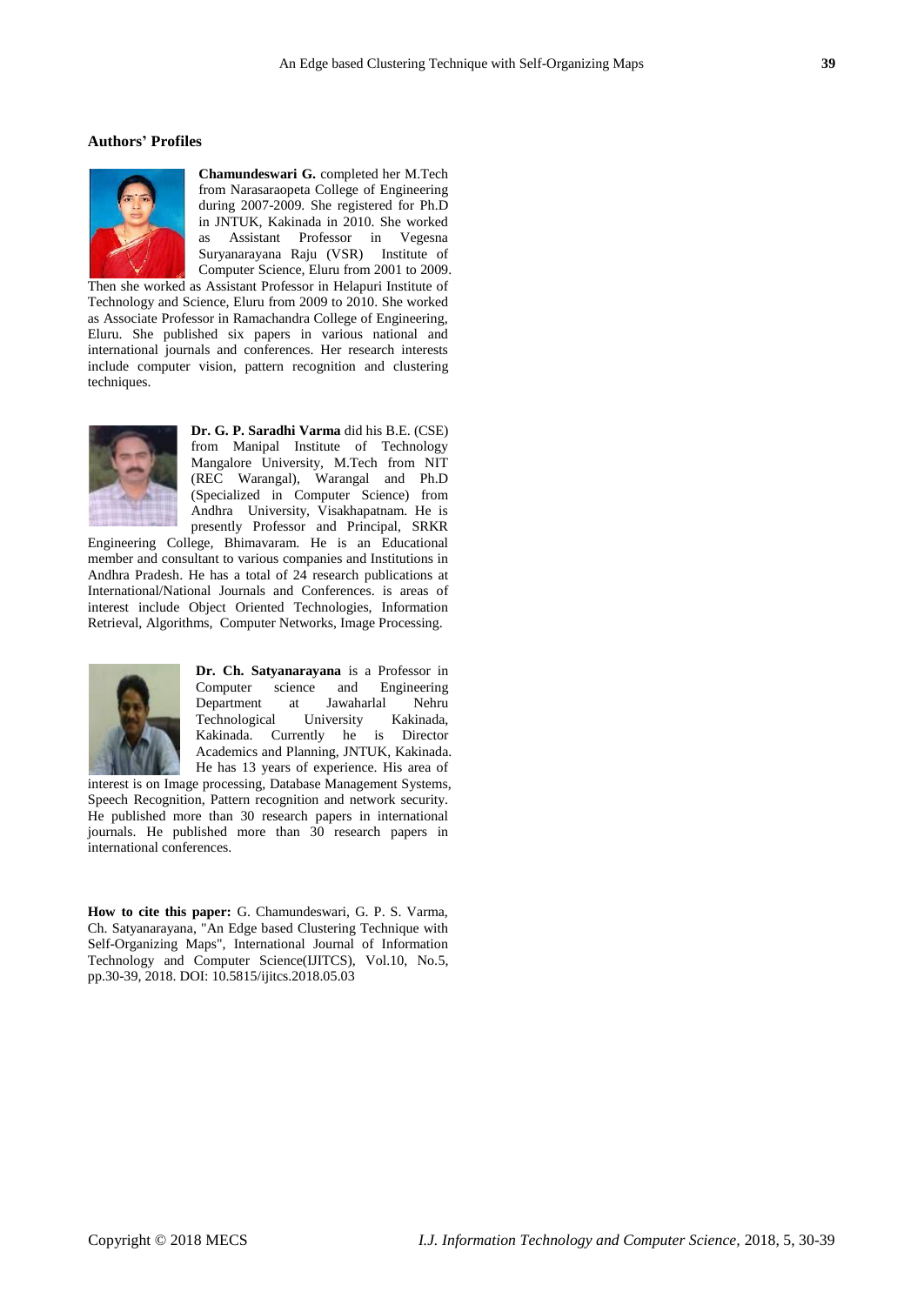## Authors' Profiles

**Chamundeswari G.** completed her M.Tech from Narasaraopeta College of Engineering during 2007-2009. She registered for Ph.D in JNTUK, Kakinada in 2010. She worked as Assistant Professor in Vegesna Suryanarayana Raju (VSR) Institute of Computer Science, Eluru from 2001 to 2009. Then she worked as Assistant Professor in Helapuri Institute of Technology and Science, Eluru from 2009 to 2010. She worked as Associate Professor in Ramachandra College of Engineering, Eluru. She published six papers in various national and international journals and conferences. Her research interests include computer vision, pattern recognition and clustering techniques.

**Dr. G. P. Saradhi Varma** did his B.E. (CSE) from Manipal Institute of Technology Mangalore University, M.Tech from NIT (REC Warangal), Warangal and Ph.D (Specialized in Computer Science) from Andhra University, Visakhapatnam. He is presently Professor and Principal, SRKR Engineering College, Bhimavaram. He is an Educational member and consultant to various companies and Institutions in Andhra Pradesh. He has a total of 24 research publications at International/National Journals and Conferences. is areas of interest include Object Oriented Technologies, Information Retrieval, Algorithms, Computer Networks, Image Processing.

**Dr. Ch. Satyanarayana** is a Professor in Computer science and Engineering Department at Jawaharlal Nehru Technological University Kakinada, Kakinada. Currently he is Director Academics and Planning, JNTUK, Kakinada. He has 13 years of experience. His area of interest is on Image processing, Database Management Systems, Speech Recognition, Pattern recognition and network security. He published more than 30 research papers in international journals. He published more than 30 research papers in international conferences.

**How to cite this paper:** G. Chamundeswari, G. P. S. Varma, Ch. Satyanarayana, "An Edge based Clustering Technique with Self-Organizing Maps", International Journal of Information Technology and Computer Science(IJITCS), Vol.10, No.5, pp.30-39, 2018. DOI: 10.5815/ijitcs.2018.05.03